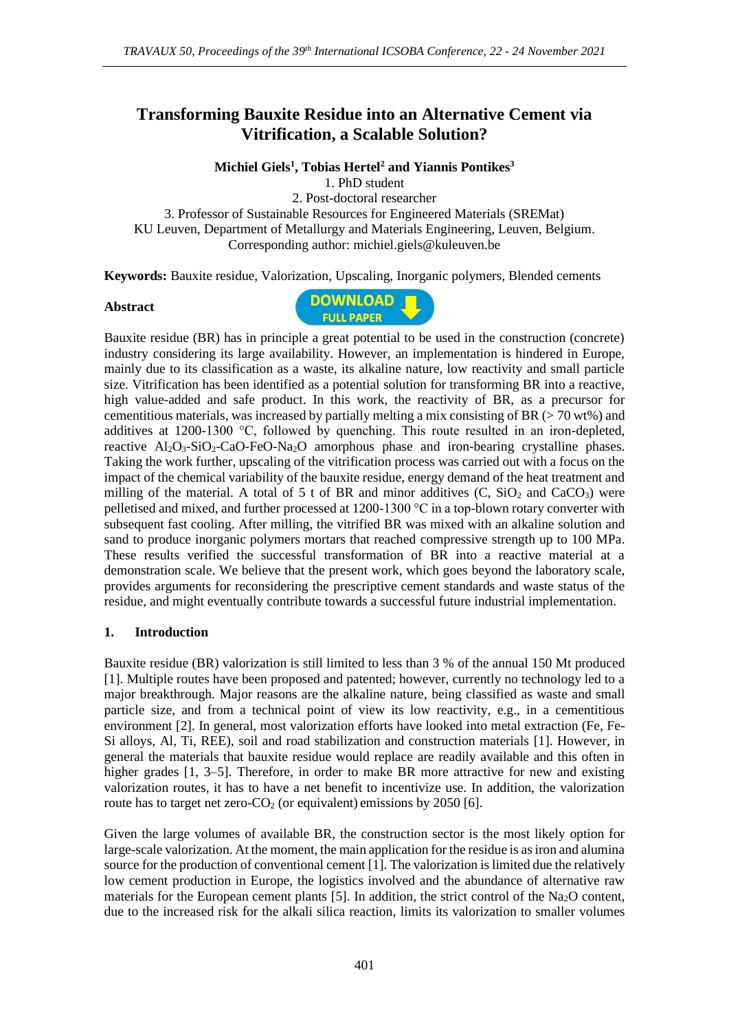# Transforming Bauxite Residue into an Alternative Cement via Vitrification, a Scalable Solution?

**Michiel Giels[1], Tobias Hertel[2] and Yiannis Pontikes[3]**

1. PhD student
2. Post-doctoral researcher
3. Professor of Sustainable Resources for Engineered Materials (SREMat)

KU Leuven, Department of Metallurgy and Materials Engineering, Leuven, Belgium.
Corresponding author: michiel.giels@kuleuven.be

**Keywords:** Bauxite residue, Valorization, Upscaling, Inorganic polymers, Blended cements

**Abstract**

Bauxite residue (BR) has in principle a great potential to be used in the construction (concrete) industry considering its large availability. However, an implementation is hindered in Europe, mainly due to its classification as a waste, its alkaline nature, low reactivity and small particle size. Vitrification has been identified as a potential solution for transforming BR into a reactive, high value-added and safe product. In this work, the reactivity of BR, as a precursor for cementitious materials, was increased by partially melting a mix consisting of BR (> 70 wt%) and additives at 1200-1300 °C, followed by quenching. This route resulted in an iron-depleted, reactive $Al_2O_3$-$SiO_2$-CaO-FeO-$Na_2O$ amorphous phase and iron-bearing crystalline phases. Taking the work further, upscaling of the vitrification process was carried out with a focus on the impact of the chemical variability of the bauxite residue, energy demand of the heat treatment and milling of the material. A total of 5 t of BR and minor additives (C, $SiO_2$ and $CaCO_3$) were pelletised and mixed, and further processed at 1200-1300 °C in a top-blown rotary converter with subsequent fast cooling. After milling, the vitrified BR was mixed with an alkaline solution and sand to produce inorganic polymers mortars that reached compressive strength up to 100 MPa. These results verified the successful transformation of BR into a reactive material at a demonstration scale. We believe that the present work, which goes beyond the laboratory scale, provides arguments for reconsidering the prescriptive cement standards and waste status of the residue, and might eventually contribute towards a successful future industrial implementation.

## 1. Introduction

Bauxite residue (BR) valorization is still limited to less than 3 % of the annual 150 Mt produced [1]. Multiple routes have been proposed and patented; however, currently no technology led to a major breakthrough. Major reasons are the alkaline nature, being classified as waste and small particle size, and from a technical point of view its low reactivity, e.g., in a cementitious environment [2]. In general, most valorization efforts have looked into metal extraction (Fe, Fe-Si alloys, Al, Ti, REE), soil and road stabilization and construction materials [1]. However, in general the materials that bauxite residue would replace are readily available and this often in higher grades [1, 3–5]. Therefore, in order to make BR more attractive for new and existing valorization routes, it has to have a net benefit to incentivize use. In addition, the valorization route has to target net zero-$CO_2$ (or equivalent) emissions by 2050 [6].

Given the large volumes of available BR, the construction sector is the most likely option for large-scale valorization. At the moment, the main application for the residue is as iron and alumina source for the production of conventional cement [1]. The valorization is limited due the relatively low cement production in Europe, the logistics involved and the abundance of alternative raw materials for the European cement plants [5]. In addition, the strict control of the $Na_2O$ content, due to the increased risk for the alkali silica reaction, limits its valorization to smaller volumes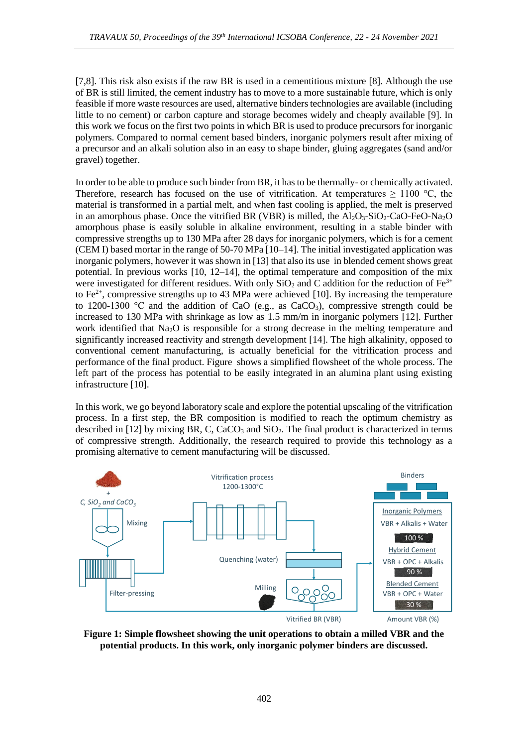[7,8]. This risk also exists if the raw BR is used in a cementitious mixture [8]. Although the use of BR is still limited, the cement industry has to move to a more sustainable future, which is only feasible if more waste resources are used, alternative binders technologies are available (including little to no cement) or carbon capture and storage becomes widely and cheaply available [9]. In this work we focus on the first two points in which BR is used to produce precursors for inorganic polymers. Compared to normal cement based binders, inorganic polymers result after mixing of a precursor and an alkali solution also in an easy to shape binder, gluing aggregates (sand and/or gravel) together.

In order to be able to produce such binder from BR, it has to be thermally- or chemically activated. Therefore, research has focused on the use of vitrification. At temperatures ≥ 1100 °C, the material is transformed in a partial melt, and when fast cooling is applied, the melt is preserved in an amorphous phase. Once the vitrified BR (VBR) is milled, the $Al_2O_3$-$SiO_2$-$CaO$-$FeO$-$Na_2O$ amorphous phase is easily soluble in alkaline environment, resulting in a stable binder with compressive strengths up to 130 MPa after 28 days for inorganic polymers, which is for a cement (CEM I) based mortar in the range of 50-70 MPa [10–14]. The initial investigated application was inorganic polymers, however it was shown in [13] that also its use in blended cement shows great potential. In previous works [10, 12–14], the optimal temperature and composition of the mix were investigated for different residues. With only $SiO_2$ and C addition for the reduction of $Fe^{3+}$ to $Fe^{2+}$, compressive strengths up to 43 MPa were achieved [10]. By increasing the temperature to 1200-1300 °C and the addition of CaO (e.g., as $CaCO_3$), compressive strength could be increased to 130 MPa with shrinkage as low as 1.5 mm/m in inorganic polymers [12]. Further work identified that $Na_2O$ is responsible for a strong decrease in the melting temperature and significantly increased reactivity and strength development [14]. The high alkalinity, opposed to conventional cement manufacturing, is actually beneficial for the vitrification process and performance of the final product. Figure shows a simplified flowsheet of the whole process. The left part of the process has potential to be easily integrated in an alumina plant using existing infrastructure [10].

In this work, we go beyond laboratory scale and explore the potential upscaling of the vitrification process. In a first step, the BR composition is modified to reach the optimum chemistry as described in [12] by mixing BR, C, $CaCO_3$ and $SiO_2$. The final product is characterized in terms of compressive strength. Additionally, the research required to provide this technology as a promising alternative to cement manufacturing will be discussed.

**Figure 1: Simple flowsheet showing the unit operations to obtain a milled VBR and the potential products. In this work, only inorganic polymer binders are discussed.**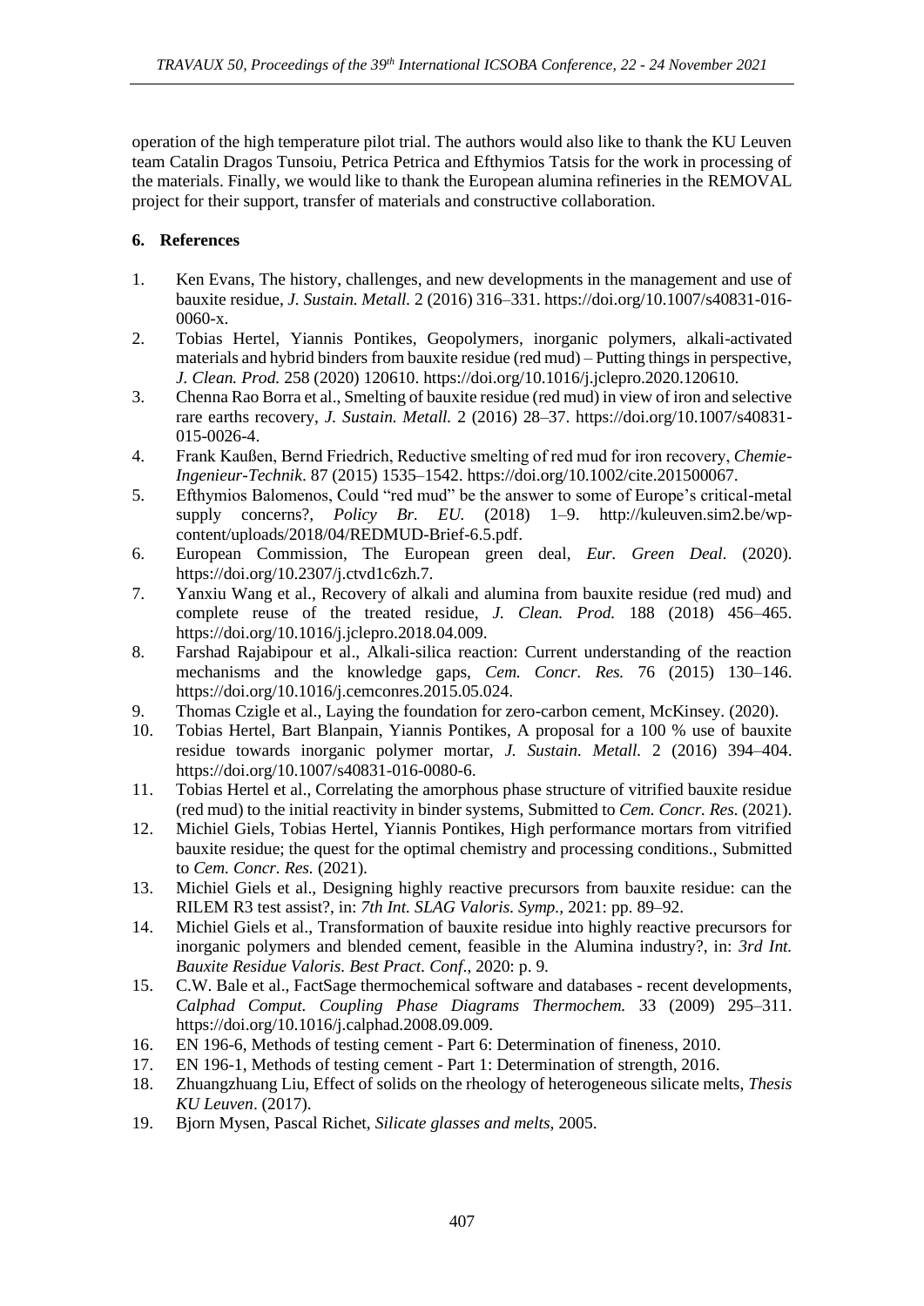operation of the high temperature pilot trial. The authors would also like to thank the KU Leuven team Catalin Dragos Tunsoiu, Petrica Petrica and Efthymios Tatsis for the work in processing of the materials. Finally, we would like to thank the European alumina refineries in the REMOVAL project for their support, transfer of materials and constructive collaboration.

## 6. References

1. Ken Evans, The history, challenges, and new developments in the management and use of bauxite residue, *J. Sustain. Metall.* 2 (2016) 316–331. https://doi.org/10.1007/s40831-016-0060-x.
2. Tobias Hertel, Yiannis Pontikes, Geopolymers, inorganic polymers, alkali-activated materials and hybrid binders from bauxite residue (red mud) – Putting things in perspective, *J. Clean. Prod.* 258 (2020) 120610. https://doi.org/10.1016/j.jclepro.2020.120610.
3. Chenna Rao Borra et al., Smelting of bauxite residue (red mud) in view of iron and selective rare earths recovery, *J. Sustain. Metall.* 2 (2016) 28–37. https://doi.org/10.1007/s40831-015-0026-4.
4. Frank Kaußen, Bernd Friedrich, Reductive smelting of red mud for iron recovery, *Chemie-Ingenieur-Technik*. 87 (2015) 1535–1542. https://doi.org/10.1002/cite.201500067.
5. Efthymios Balomenos, Could "red mud" be the answer to some of Europe's critical-metal supply concerns?, *Policy Br. EU.* (2018) 1–9. http://kuleuven.sim2.be/wp-content/uploads/2018/04/REDMUD-Brief-6.5.pdf.
6. European Commission, The European green deal, *Eur. Green Deal*. (2020). https://doi.org/10.2307/j.ctvd1c6zh.7.
7. Yanxiu Wang et al., Recovery of alkali and alumina from bauxite residue (red mud) and complete reuse of the treated residue, *J. Clean. Prod.* 188 (2018) 456–465. https://doi.org/10.1016/j.jclepro.2018.04.009.
8. Farshad Rajabipour et al., Alkali-silica reaction: Current understanding of the reaction mechanisms and the knowledge gaps, *Cem. Concr. Res.* 76 (2015) 130–146. https://doi.org/10.1016/j.cemconres.2015.05.024.
9. Thomas Czigle et al., Laying the foundation for zero-carbon cement, McKinsey. (2020).
10. Tobias Hertel, Bart Blanpain, Yiannis Pontikes, A proposal for a 100 % use of bauxite residue towards inorganic polymer mortar, *J. Sustain. Metall.* 2 (2016) 394–404. https://doi.org/10.1007/s40831-016-0080-6.
11. Tobias Hertel et al., Correlating the amorphous phase structure of vitrified bauxite residue (red mud) to the initial reactivity in binder systems, Submitted to *Cem. Concr. Res.* (2021).
12. Michiel Giels, Tobias Hertel, Yiannis Pontikes, High performance mortars from vitrified bauxite residue; the quest for the optimal chemistry and processing conditions., Submitted to *Cem. Concr. Res.* (2021).
13. Michiel Giels et al., Designing highly reactive precursors from bauxite residue: can the RILEM R3 test assist?, in: *7th Int. SLAG Valoris. Symp.*, 2021: pp. 89–92.
14. Michiel Giels et al., Transformation of bauxite residue into highly reactive precursors for inorganic polymers and blended cement, feasible in the Alumina industry?, in: *3rd Int. Bauxite Residue Valoris. Best Pract. Conf.*, 2020: p. 9.
15. C.W. Bale et al., FactSage thermochemical software and databases - recent developments, *Calphad Comput. Coupling Phase Diagrams Thermochem.* 33 (2009) 295–311. https://doi.org/10.1016/j.calphad.2008.09.009.
16. EN 196-6, Methods of testing cement - Part 6: Determination of fineness, 2010.
17. EN 196-1, Methods of testing cement - Part 1: Determination of strength, 2016.
18. Zhuangzhuang Liu, Effect of solids on the rheology of heterogeneous silicate melts, *Thesis KU Leuven*. (2017).
19. Bjorn Mysen, Pascal Richet, *Silicate glasses and melts*, 2005.